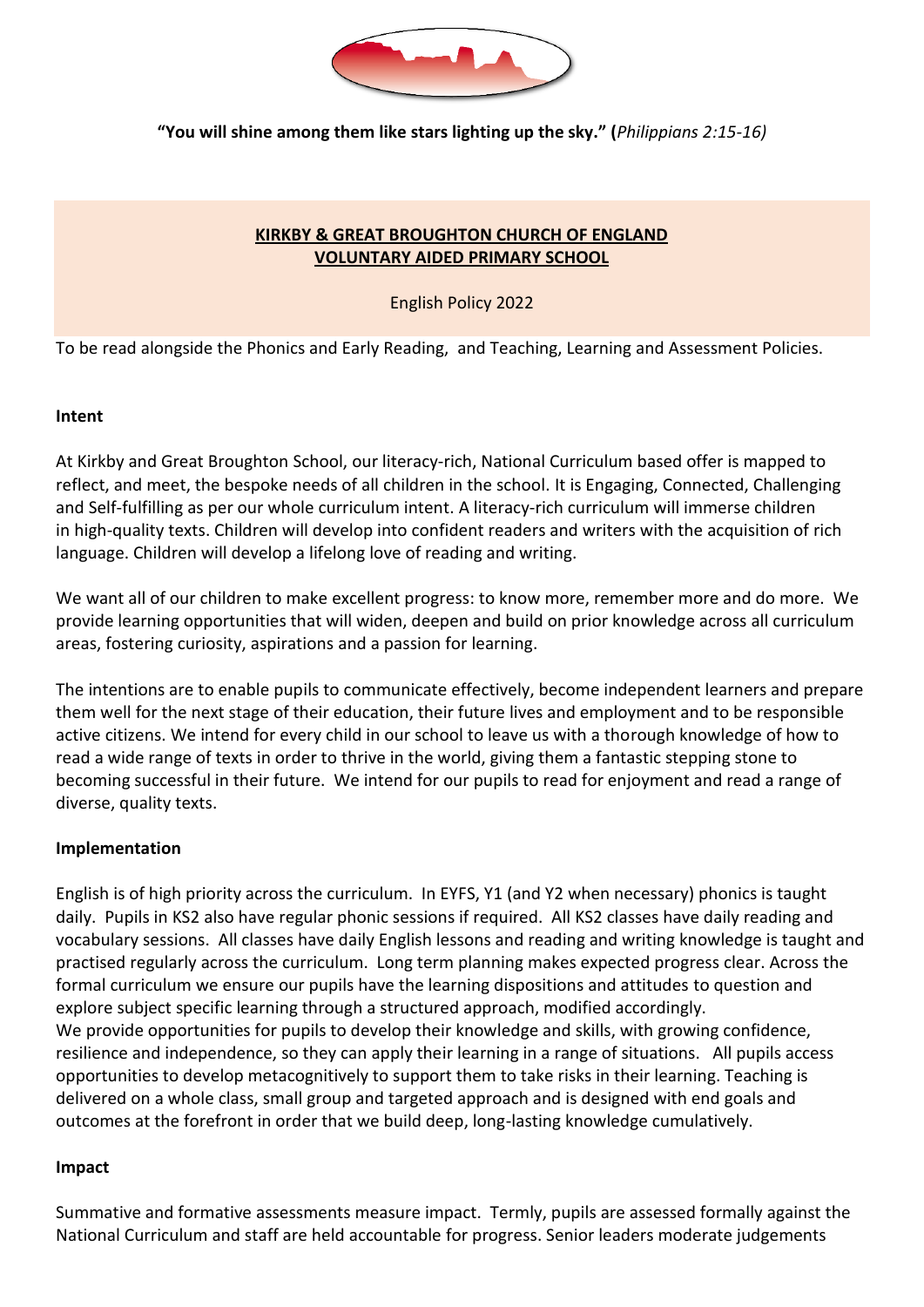**"You will shine among them like stars lighting up the sky." (*Philippians 2:15-16)***

**KIRKBY & GREAT BROUGHTON CHURCH OF ENGLAND VOLUNTARY AIDED PRIMARY SCHOOL**

English Policy 2022

To be read alongside the Phonics and Early Reading, and Teaching, Learning and Assessment Policies.

**Intent**

At Kirkby and Great Broughton School, our literacy-rich, National Curriculum based offer is mapped to reflect, and meet, the bespoke needs of all children in the school. It is Engaging, Connected, Challenging and Self-fulfilling as per our whole curriculum intent. A literacy-rich curriculum will immerse children in high-quality texts. Children will develop into confident readers and writers with the acquisition of rich language. Children will develop a lifelong love of reading and writing.

We want all of our children to make excellent progress: to know more, remember more and do more. We provide learning opportunities that will widen, deepen and build on prior knowledge across all curriculum areas, fostering curiosity, aspirations and a passion for learning.

The intentions are to enable pupils to communicate effectively, become independent learners and prepare them well for the next stage of their education, their future lives and employment and to be responsible active citizens. We intend for every child in our school to leave us with a thorough knowledge of how to read a wide range of texts in order to thrive in the world, giving them a fantastic stepping stone to becoming successful in their future. We intend for our pupils to read for enjoyment and read a range of diverse, quality texts.

**Implementation**

English is of high priority across the curriculum. In EYFS, Y1 (and Y2 when necessary) phonics is taught daily. Pupils in KS2 also have regular phonic sessions if required. All KS2 classes have daily reading and vocabulary sessions. All classes have daily English lessons and reading and writing knowledge is taught and practised regularly across the curriculum. Long term planning makes expected progress clear. Across the formal curriculum we ensure our pupils have the learning dispositions and attitudes to question and explore subject specific learning through a structured approach, modified accordingly.
We provide opportunities for pupils to develop their knowledge and skills, with growing confidence, resilience and independence, so they can apply their learning in a range of situations. All pupils access opportunities to develop metacognitively to support them to take risks in their learning. Teaching is delivered on a whole class, small group and targeted approach and is designed with end goals and outcomes at the forefront in order that we build deep, long-lasting knowledge cumulatively.

**Impact**

Summative and formative assessments measure impact. Termly, pupils are assessed formally against the National Curriculum and staff are held accountable for progress. Senior leaders moderate judgements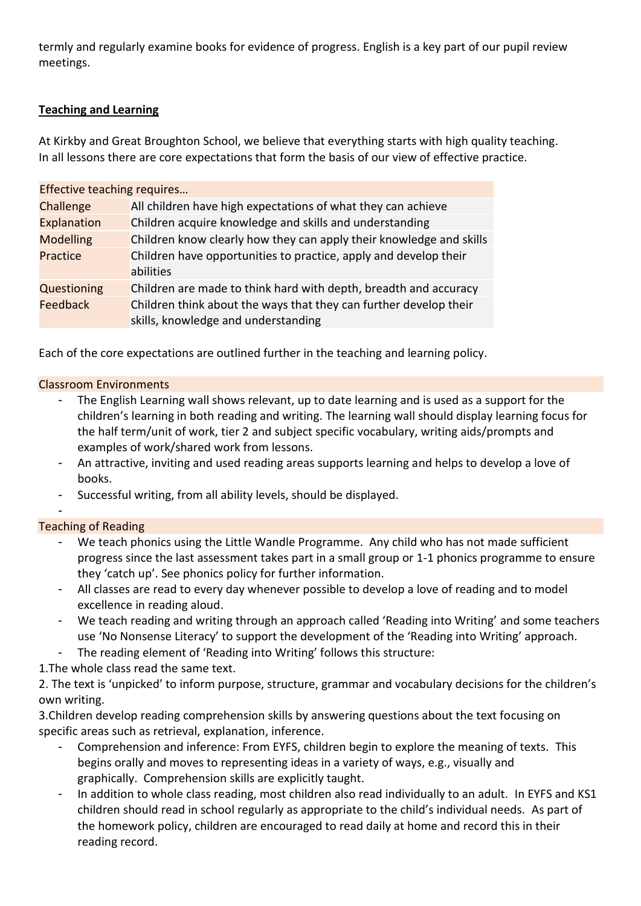termly and regularly examine books for evidence of progress. English is a key part of our pupil review meetings.

## Teaching and Learning

At Kirkby and Great Broughton School, we believe that everything starts with high quality teaching. In all lessons there are core expectations that form the basis of our view of effective practice.

| Effective teaching requires… | |
|---|---|
| Challenge | All children have high expectations of what they can achieve |
| Explanation | Children acquire knowledge and skills and understanding |
| Modelling | Children know clearly how they can apply their knowledge and skills |
| Practice | Children have opportunities to practice, apply and develop their abilities |
| Questioning | Children are made to think hard with depth, breadth and accuracy |
| Feedback | Children think about the ways that they can further develop their skills, knowledge and understanding |

Each of the core expectations are outlined further in the teaching and learning policy.

### Classroom Environments

- The English Learning wall shows relevant, up to date learning and is used as a support for the children's learning in both reading and writing. The learning wall should display learning focus for the half term/unit of work, tier 2 and subject specific vocabulary, writing aids/prompts and examples of work/shared work from lessons.
- An attractive, inviting and used reading areas supports learning and helps to develop a love of books.
- Successful writing, from all ability levels, should be displayed.
-

### Teaching of Reading

- We teach phonics using the Little Wandle Programme. Any child who has not made sufficient progress since the last assessment takes part in a small group or 1-1 phonics programme to ensure they 'catch up'. See phonics policy for further information.
- All classes are read to every day whenever possible to develop a love of reading and to model excellence in reading aloud.
- We teach reading and writing through an approach called 'Reading into Writing' and some teachers use 'No Nonsense Literacy' to support the development of the 'Reading into Writing' approach.
- The reading element of 'Reading into Writing' follows this structure:

1.The whole class read the same text.

2. The text is 'unpicked' to inform purpose, structure, grammar and vocabulary decisions for the children's own writing.

3.Children develop reading comprehension skills by answering questions about the text focusing on specific areas such as retrieval, explanation, inference.

- Comprehension and inference: From EYFS, children begin to explore the meaning of texts. This begins orally and moves to representing ideas in a variety of ways, e.g., visually and graphically. Comprehension skills are explicitly taught.
- In addition to whole class reading, most children also read individually to an adult. In EYFS and KS1 children should read in school regularly as appropriate to the child's individual needs. As part of the homework policy, children are encouraged to read daily at home and record this in their reading record.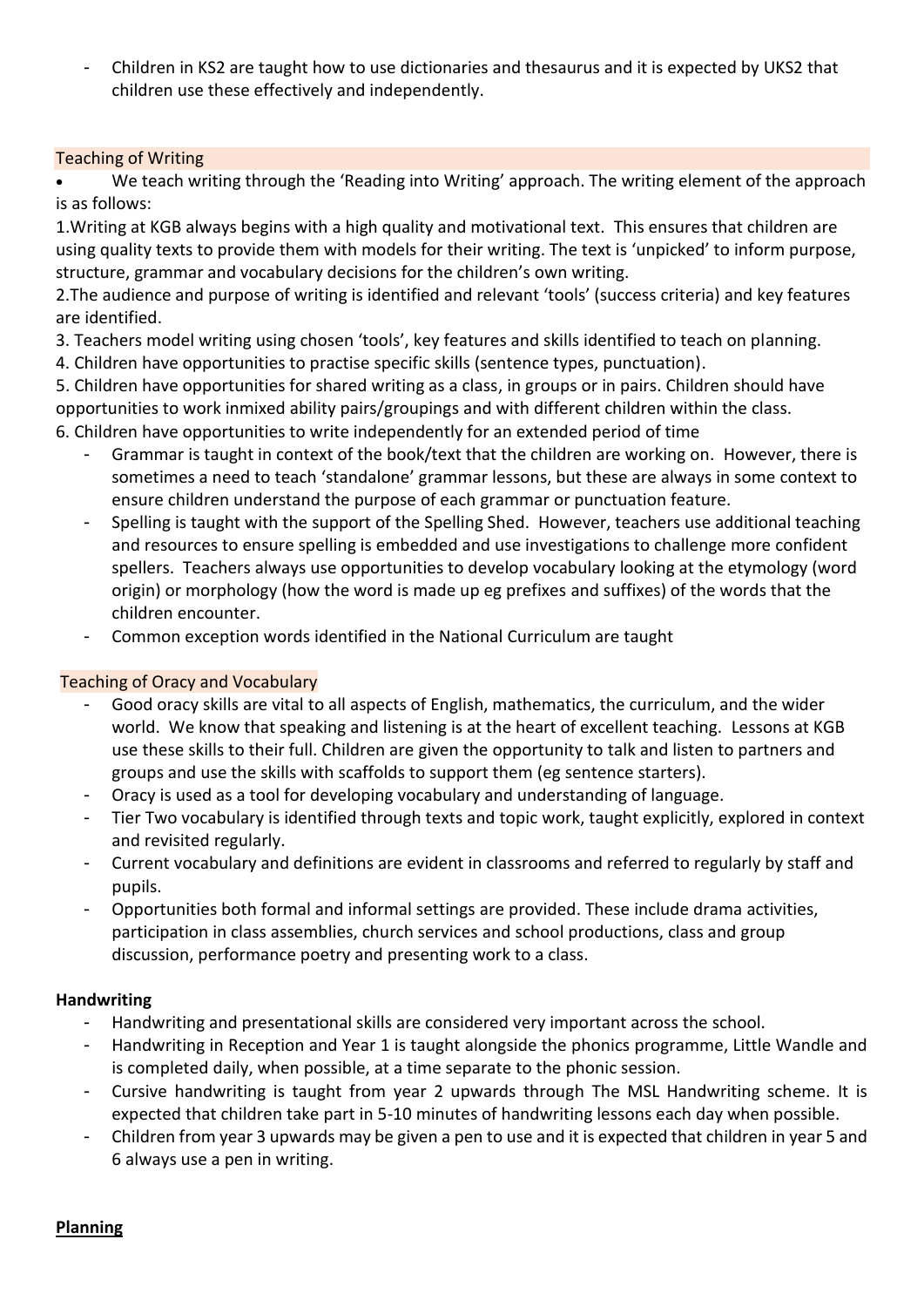- Children in KS2 are taught how to use dictionaries and thesaurus and it is expected by UKS2 that children use these effectively and independently.

## Teaching of Writing

- We teach writing through the 'Reading into Writing' approach. The writing element of the approach is as follows:

1.Writing at KGB always begins with a high quality and motivational text. This ensures that children are using quality texts to provide them with models for their writing. The text is 'unpicked' to inform purpose, structure, grammar and vocabulary decisions for the children's own writing.
2.The audience and purpose of writing is identified and relevant 'tools' (success criteria) and key features are identified.
3. Teachers model writing using chosen 'tools', key features and skills identified to teach on planning.
4. Children have opportunities to practise specific skills (sentence types, punctuation).
5. Children have opportunities for shared writing as a class, in groups or in pairs. Children should have opportunities to work inmixed ability pairs/groupings and with different children within the class.
6. Children have opportunities to write independently for an extended period of time

- Grammar is taught in context of the book/text that the children are working on. However, there is sometimes a need to teach 'standalone' grammar lessons, but these are always in some context to ensure children understand the purpose of each grammar or punctuation feature.
- Spelling is taught with the support of the Spelling Shed. However, teachers use additional teaching and resources to ensure spelling is embedded and use investigations to challenge more confident spellers. Teachers always use opportunities to develop vocabulary looking at the etymology (word origin) or morphology (how the word is made up eg prefixes and suffixes) of the words that the children encounter.
- Common exception words identified in the National Curriculum are taught

## Teaching of Oracy and Vocabulary

- Good oracy skills are vital to all aspects of English, mathematics, the curriculum, and the wider world. We know that speaking and listening is at the heart of excellent teaching. Lessons at KGB use these skills to their full. Children are given the opportunity to talk and listen to partners and groups and use the skills with scaffolds to support them (eg sentence starters).
- Oracy is used as a tool for developing vocabulary and understanding of language.
- Tier Two vocabulary is identified through texts and topic work, taught explicitly, explored in context and revisited regularly.
- Current vocabulary and definitions are evident in classrooms and referred to regularly by staff and pupils.
- Opportunities both formal and informal settings are provided. These include drama activities, participation in class assemblies, church services and school productions, class and group discussion, performance poetry and presenting work to a class.

## Handwriting

- Handwriting and presentational skills are considered very important across the school.
- Handwriting in Reception and Year 1 is taught alongside the phonics programme, Little Wandle and is completed daily, when possible, at a time separate to the phonic session.
- Cursive handwriting is taught from year 2 upwards through The MSL Handwriting scheme. It is expected that children take part in 5-10 minutes of handwriting lessons each day when possible.
- Children from year 3 upwards may be given a pen to use and it is expected that children in year 5 and 6 always use a pen in writing.

## Planning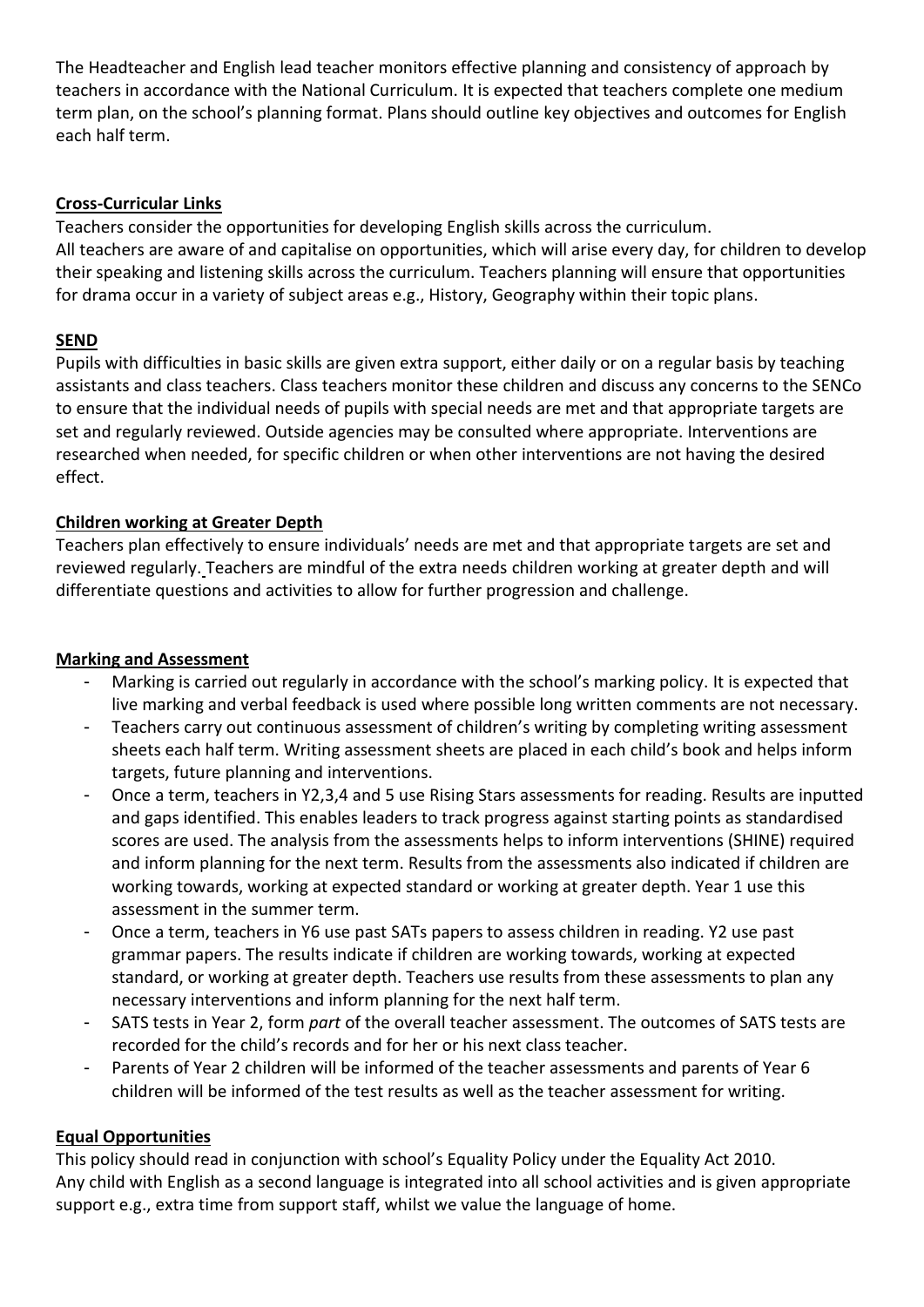The Headteacher and English lead teacher monitors effective planning and consistency of approach by teachers in accordance with the National Curriculum. It is expected that teachers complete one medium term plan, on the school's planning format. Plans should outline key objectives and outcomes for English each half term.

## Cross-Curricular Links

Teachers consider the opportunities for developing English skills across the curriculum.
All teachers are aware of and capitalise on opportunities, which will arise every day, for children to develop their speaking and listening skills across the curriculum. Teachers planning will ensure that opportunities for drama occur in a variety of subject areas e.g., History, Geography within their topic plans.

## SEND

Pupils with difficulties in basic skills are given extra support, either daily or on a regular basis by teaching assistants and class teachers. Class teachers monitor these children and discuss any concerns to the SENCo to ensure that the individual needs of pupils with special needs are met and that appropriate targets are set and regularly reviewed. Outside agencies may be consulted where appropriate. Interventions are researched when needed, for specific children or when other interventions are not having the desired effect.

## Children working at Greater Depth

Teachers plan effectively to ensure individuals' needs are met and that appropriate targets are set and reviewed regularly. Teachers are mindful of the extra needs children working at greater depth and will differentiate questions and activities to allow for further progression and challenge.

## Marking and Assessment

- Marking is carried out regularly in accordance with the school's marking policy. It is expected that live marking and verbal feedback is used where possible long written comments are not necessary.
- Teachers carry out continuous assessment of children's writing by completing writing assessment sheets each half term. Writing assessment sheets are placed in each child's book and helps inform targets, future planning and interventions.
- Once a term, teachers in Y2,3,4 and 5 use Rising Stars assessments for reading. Results are inputted and gaps identified. This enables leaders to track progress against starting points as standardised scores are used. The analysis from the assessments helps to inform interventions (SHINE) required and inform planning for the next term. Results from the assessments also indicated if children are working towards, working at expected standard or working at greater depth. Year 1 use this assessment in the summer term.
- Once a term, teachers in Y6 use past SATs papers to assess children in reading. Y2 use past grammar papers. The results indicate if children are working towards, working at expected standard, or working at greater depth. Teachers use results from these assessments to plan any necessary interventions and inform planning for the next half term.
- SATS tests in Year 2, form *part* of the overall teacher assessment. The outcomes of SATS tests are recorded for the child's records and for her or his next class teacher.
- Parents of Year 2 children will be informed of the teacher assessments and parents of Year 6 children will be informed of the test results as well as the teacher assessment for writing.

## Equal Opportunities

This policy should read in conjunction with school's Equality Policy under the Equality Act 2010.
Any child with English as a second language is integrated into all school activities and is given appropriate support e.g., extra time from support staff, whilst we value the language of home.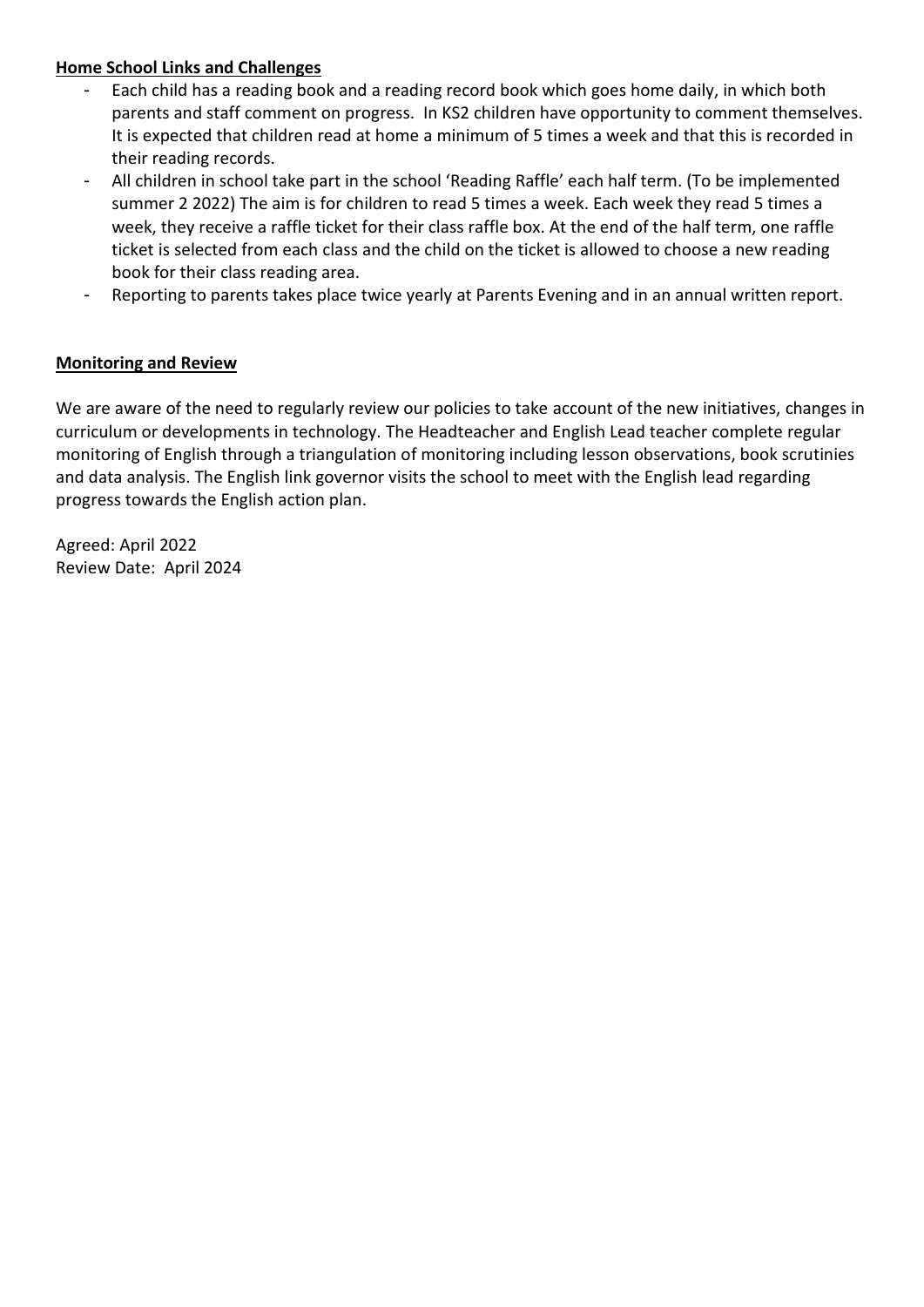**Home School Links and Challenges**

- Each child has a reading book and a reading record book which goes home daily, in which both parents and staff comment on progress. In KS2 children have opportunity to comment themselves. It is expected that children read at home a minimum of 5 times a week and that this is recorded in their reading records.
- All children in school take part in the school 'Reading Raffle' each half term. (To be implemented summer 2 2022) The aim is for children to read 5 times a week. Each week they read 5 times a week, they receive a raffle ticket for their class raffle box. At the end of the half term, one raffle ticket is selected from each class and the child on the ticket is allowed to choose a new reading book for their class reading area.
- Reporting to parents takes place twice yearly at Parents Evening and in an annual written report.

**Monitoring and Review**

We are aware of the need to regularly review our policies to take account of the new initiatives, changes in curriculum or developments in technology. The Headteacher and English Lead teacher complete regular monitoring of English through a triangulation of monitoring including lesson observations, book scrutinies and data analysis. The English link governor visits the school to meet with the English lead regarding progress towards the English action plan.

Agreed: April 2022
Review Date: April 2024